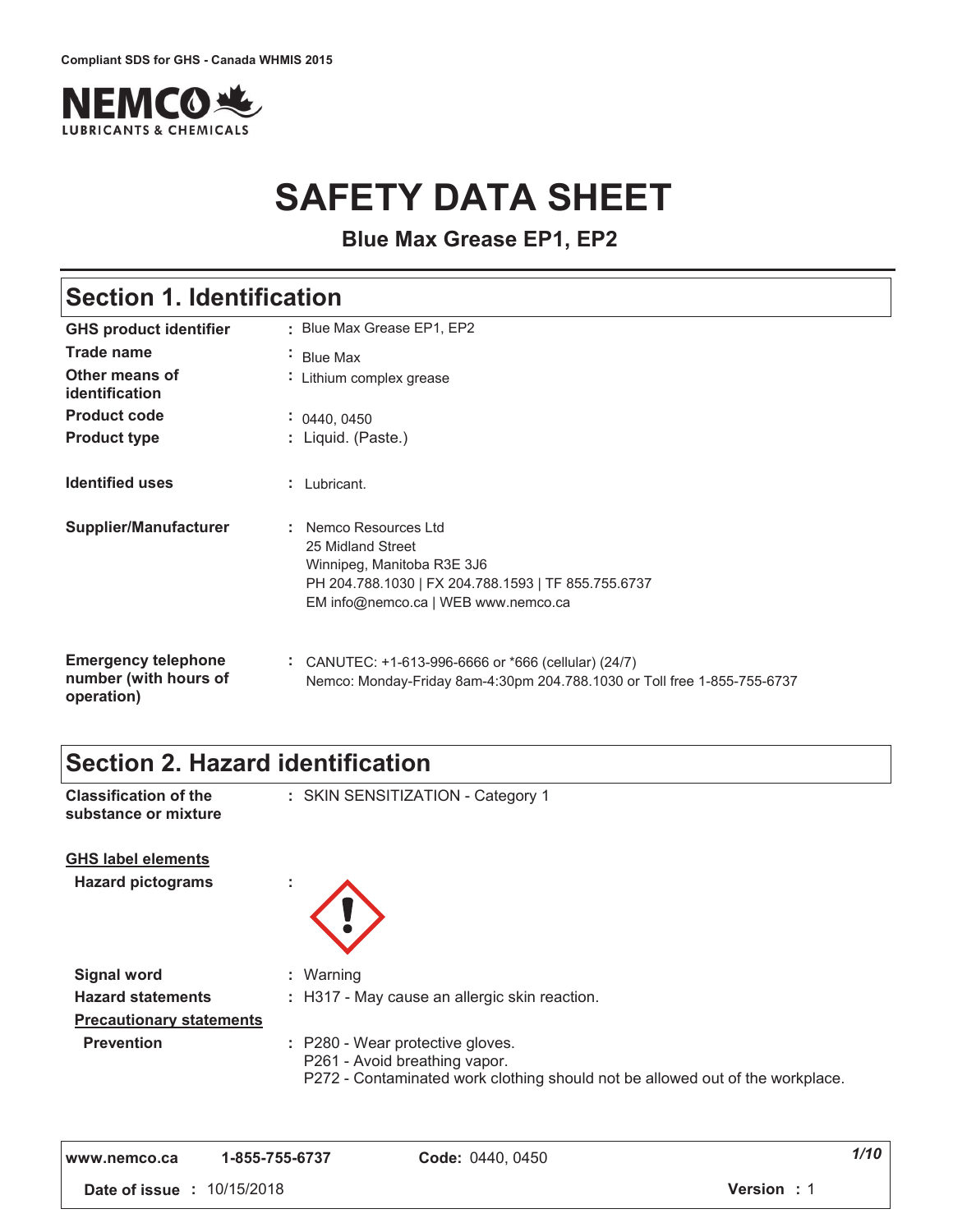Compliant SDS for GHS - Canada WHMIS 2015

NEMCO LUBRICANTS & CHEMICALS

# SAFETY DATA SHEET

**Blue Max Grease EP1, EP2**

## Section 1. Identification

| | |
|---|---|
| **GHS product identifier** | : Blue Max Grease EP1, EP2 |
| **Trade name** | : Blue Max |
| **Other means of identification** | : Lithium complex grease |
| **Product code** | : 0440, 0450 |
| **Product type** | : Liquid. (Paste.) |
| **Identified uses** | : Lubricant. |
| **Supplier/Manufacturer** | : Nemco Resources Ltd<br>25 Midland Street<br>Winnipeg, Manitoba R3E 3J6<br>PH 204.788.1030 \| FX 204.788.1593 \| TF 855.755.6737<br>EM info@nemco.ca \| WEB www.nemco.ca |
| **Emergency telephone number (with hours of operation)** | : CANUTEC: +1-613-996-6666 or *666 (cellular) (24/7)<br>Nemco: Monday-Friday 8am-4:30pm 204.788.1030 or Toll free 1-855-755-6737 |

## Section 2. Hazard identification

**Classification of the substance or mixture** : SKIN SENSITIZATION - Category 1

**GHS label elements**

**Hazard pictograms** :

**Signal word** : Warning

**Hazard statements** : H317 - May cause an allergic skin reaction.

**Precautionary statements**

**Prevention** : P280 - Wear protective gloves.
P261 - Avoid breathing vapor.
P272 - Contaminated work clothing should not be allowed out of the workplace.

www.nemco.ca 1-855-755-6737 **Code:** 0440, 0450

**Date of issue** : 10/15/2018 **Version** : 1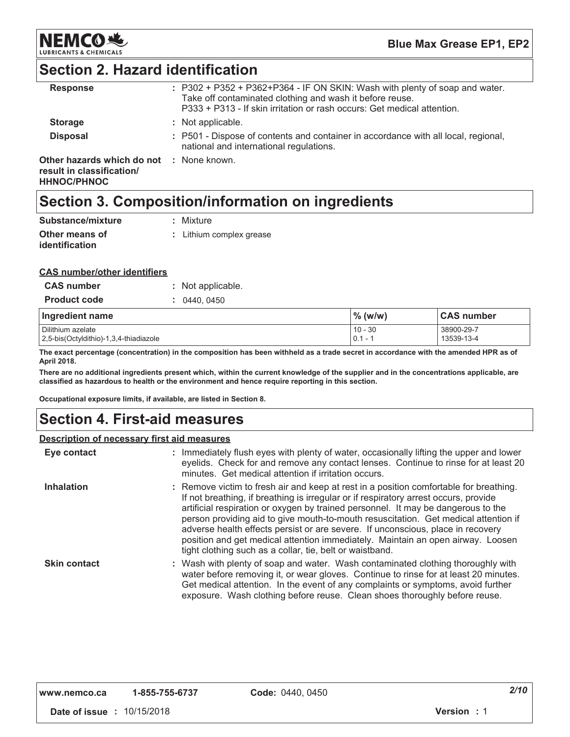## Section 2. Hazard identification

| | |
|---|---|
| **Response** | : P302 + P352 + P362+P364 - IF ON SKIN: Wash with plenty of soap and water. Take off contaminated clothing and wash it before reuse. P333 + P313 - If skin irritation or rash occurs: Get medical attention. |
| **Storage** | : Not applicable. |
| **Disposal** | : P501 - Dispose of contents and container in accordance with all local, regional, national and international regulations. |
| **Other hazards which do not result in classification/ HHNOC/PHNOC** | : None known. |

## Section 3. Composition/information on ingredients

| | |
|---|---|
| **Substance/mixture** | : Mixture |
| **Other means of identification** | : Lithium complex grease |

**CAS number/other identifiers**

| | |
|---|---|
| **CAS number** | : Not applicable. |
| **Product code** | : 0440, 0450 |

| Ingredient name | % (w/w) | CAS number |
|---|---|---|
| Dilithium azelate | 10 - 30 | 38900-29-7 |
| 2,5-bis(Octyldithio)-1,3,4-thiadiazole | 0.1 - 1 | 13539-13-4 |

**The exact percentage (concentration) in the composition has been withheld as a trade secret in accordance with the amended HPR as of April 2018.**

**There are no additional ingredients present which, within the current knowledge of the supplier and in the concentrations applicable, are classified as hazardous to health or the environment and hence require reporting in this section.**

**Occupational exposure limits, if available, are listed in Section 8.**

## Section 4. First-aid measures

**Description of necessary first aid measures**

| | |
|---|---|
| **Eye contact** | : Immediately flush eyes with plenty of water, occasionally lifting the upper and lower eyelids. Check for and remove any contact lenses. Continue to rinse for at least 20 minutes. Get medical attention if irritation occurs. |
| **Inhalation** | : Remove victim to fresh air and keep at rest in a position comfortable for breathing. If not breathing, if breathing is irregular or if respiratory arrest occurs, provide artificial respiration or oxygen by trained personnel. It may be dangerous to the person providing aid to give mouth-to-mouth resuscitation. Get medical attention if adverse health effects persist or are severe. If unconscious, place in recovery position and get medical attention immediately. Maintain an open airway. Loosen tight clothing such as a collar, tie, belt or waistband. |
| **Skin contact** | : Wash with plenty of soap and water. Wash contaminated clothing thoroughly with water before removing it, or wear gloves. Continue to rinse for at least 20 minutes. Get medical attention. In the event of any complaints or symptoms, avoid further exposure. Wash clothing before reuse. Clean shoes thoroughly before reuse. |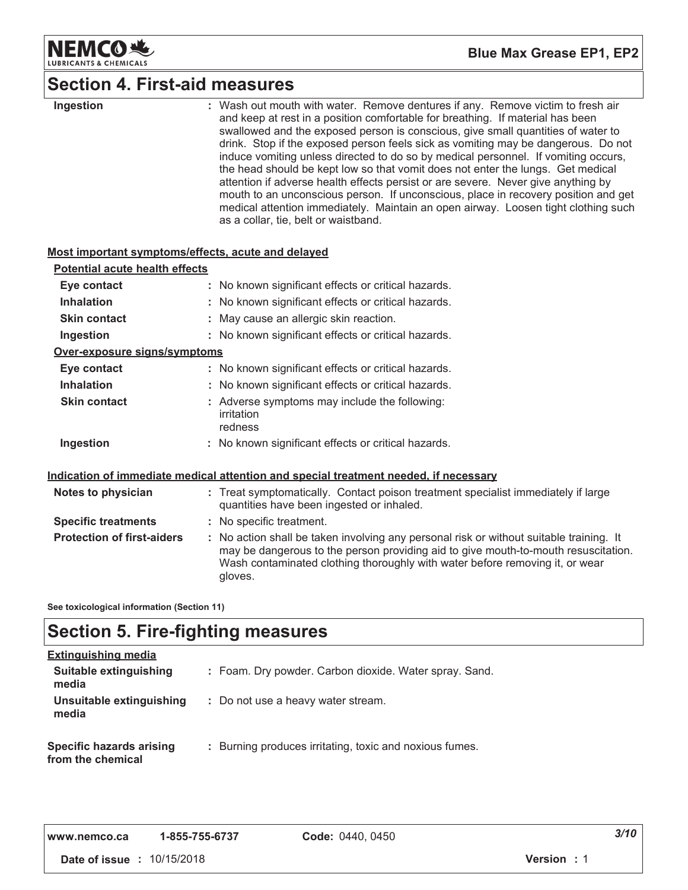## Section 4. First-aid measures

| | |
|---|---|
| **Ingestion** | : Wash out mouth with water. Remove dentures if any. Remove victim to fresh air and keep at rest in a position comfortable for breathing. If material has been swallowed and the exposed person is conscious, give small quantities of water to drink. Stop if the exposed person feels sick as vomiting may be dangerous. Do not induce vomiting unless directed to do so by medical personnel. If vomiting occurs, the head should be kept low so that vomit does not enter the lungs. Get medical attention if adverse health effects persist or are severe. Never give anything by mouth to an unconscious person. If unconscious, place in recovery position and get medical attention immediately. Maintain an open airway. Loosen tight clothing such as a collar, tie, belt or waistband. |

### Most important symptoms/effects, acute and delayed

**Potential acute health effects**

| | |
|---|---|
| **Eye contact** | : No known significant effects or critical hazards. |
| **Inhalation** | : No known significant effects or critical hazards. |
| **Skin contact** | : May cause an allergic skin reaction. |
| **Ingestion** | : No known significant effects or critical hazards. |

**Over-exposure signs/symptoms**

| | |
|---|---|
| **Eye contact** | : No known significant effects or critical hazards. |
| **Inhalation** | : No known significant effects or critical hazards. |
| **Skin contact** | : Adverse symptoms may include the following: irritation redness |
| **Ingestion** | : No known significant effects or critical hazards. |

### Indication of immediate medical attention and special treatment needed, if necessary

| | |
|---|---|
| **Notes to physician** | : Treat symptomatically. Contact poison treatment specialist immediately if large quantities have been ingested or inhaled. |
| **Specific treatments** | : No specific treatment. |
| **Protection of first-aiders** | : No action shall be taken involving any personal risk or without suitable training. It may be dangerous to the person providing aid to give mouth-to-mouth resuscitation. Wash contaminated clothing thoroughly with water before removing it, or wear gloves. |

**See toxicological information (Section 11)**

## Section 5. Fire-fighting measures

**Extinguishing media**

| | |
|---|---|
| **Suitable extinguishing media** | : Foam. Dry powder. Carbon dioxide. Water spray. Sand. |
| **Unsuitable extinguishing media** | : Do not use a heavy water stream. |
| **Specific hazards arising from the chemical** | : Burning produces irritating, toxic and noxious fumes. |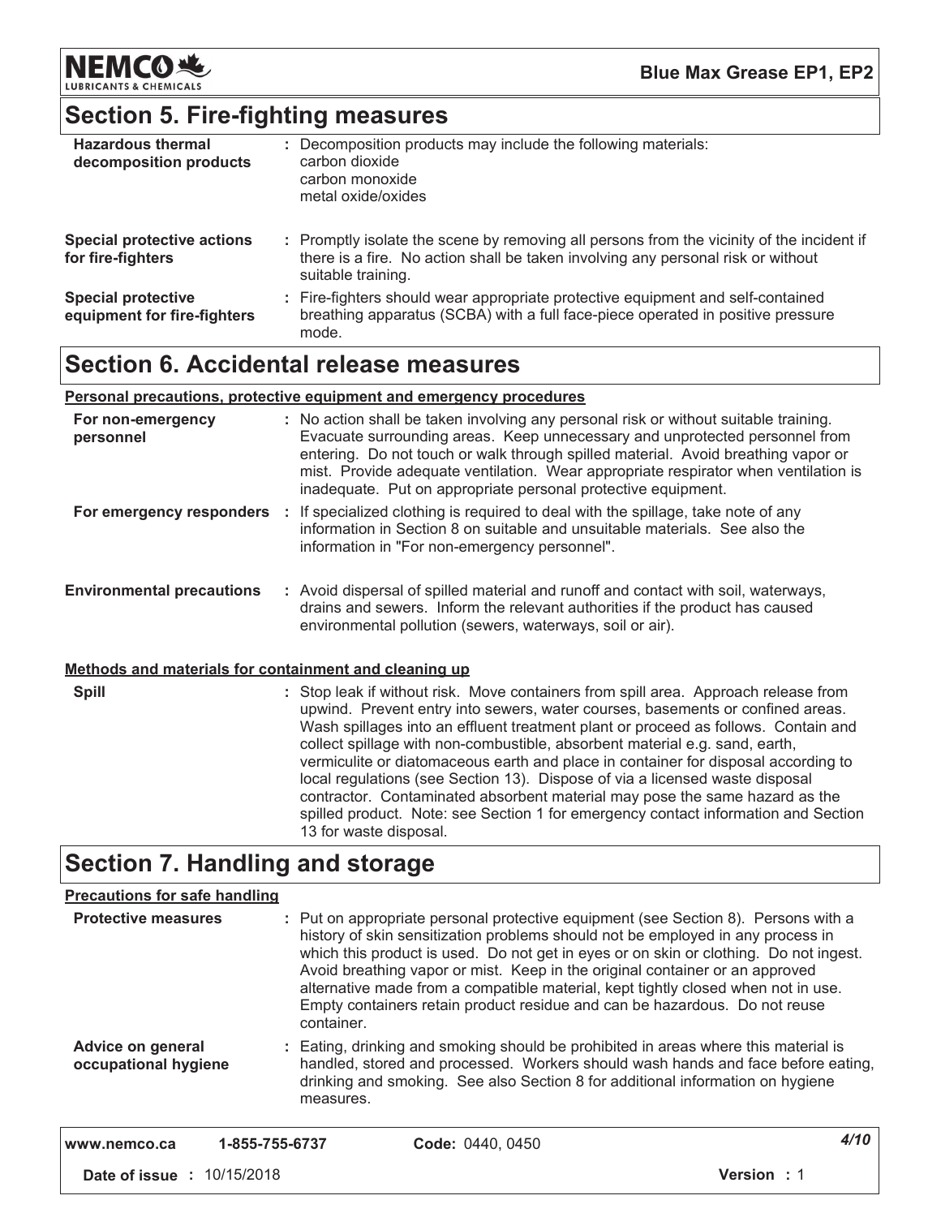## Section 5. Fire-fighting measures

| | |
|---|---|
| **Hazardous thermal decomposition products** | : Decomposition products may include the following materials: carbon dioxide carbon monoxide metal oxide/oxides |
| **Special protective actions for fire-fighters** | : Promptly isolate the scene by removing all persons from the vicinity of the incident if there is a fire. No action shall be taken involving any personal risk or without suitable training. |
| **Special protective equipment for fire-fighters** | : Fire-fighters should wear appropriate protective equipment and self-contained breathing apparatus (SCBA) with a full face-piece operated in positive pressure mode. |

## Section 6. Accidental release measures

**Personal precautions, protective equipment and emergency procedures**

| | |
|---|---|
| **For non-emergency personnel** | : No action shall be taken involving any personal risk or without suitable training. Evacuate surrounding areas. Keep unnecessary and unprotected personnel from entering. Do not touch or walk through spilled material. Avoid breathing vapor or mist. Provide adequate ventilation. Wear appropriate respirator when ventilation is inadequate. Put on appropriate personal protective equipment. |
| **For emergency responders** | : If specialized clothing is required to deal with the spillage, take note of any information in Section 8 on suitable and unsuitable materials. See also the information in "For non-emergency personnel". |
| **Environmental precautions** | : Avoid dispersal of spilled material and runoff and contact with soil, waterways, drains and sewers. Inform the relevant authorities if the product has caused environmental pollution (sewers, waterways, soil or air). |

**Methods and materials for containment and cleaning up**

| | |
|---|---|
| **Spill** | : Stop leak if without risk. Move containers from spill area. Approach release from upwind. Prevent entry into sewers, water courses, basements or confined areas. Wash spillages into an effluent treatment plant or proceed as follows. Contain and collect spillage with non-combustible, absorbent material e.g. sand, earth, vermiculite or diatomaceous earth and place in container for disposal according to local regulations (see Section 13). Dispose of via a licensed waste disposal contractor. Contaminated absorbent material may pose the same hazard as the spilled product. Note: see Section 1 for emergency contact information and Section 13 for waste disposal. |

## Section 7. Handling and storage

**Precautions for safe handling**

| | |
|---|---|
| **Protective measures** | : Put on appropriate personal protective equipment (see Section 8). Persons with a history of skin sensitization problems should not be employed in any process in which this product is used. Do not get in eyes or on skin or clothing. Do not ingest. Avoid breathing vapor or mist. Keep in the original container or an approved alternative made from a compatible material, kept tightly closed when not in use. Empty containers retain product residue and can be hazardous. Do not reuse container. |
| **Advice on general occupational hygiene** | : Eating, drinking and smoking should be prohibited in areas where this material is handled, stored and processed. Workers should wash hands and face before eating, drinking and smoking. See also Section 8 for additional information on hygiene measures. |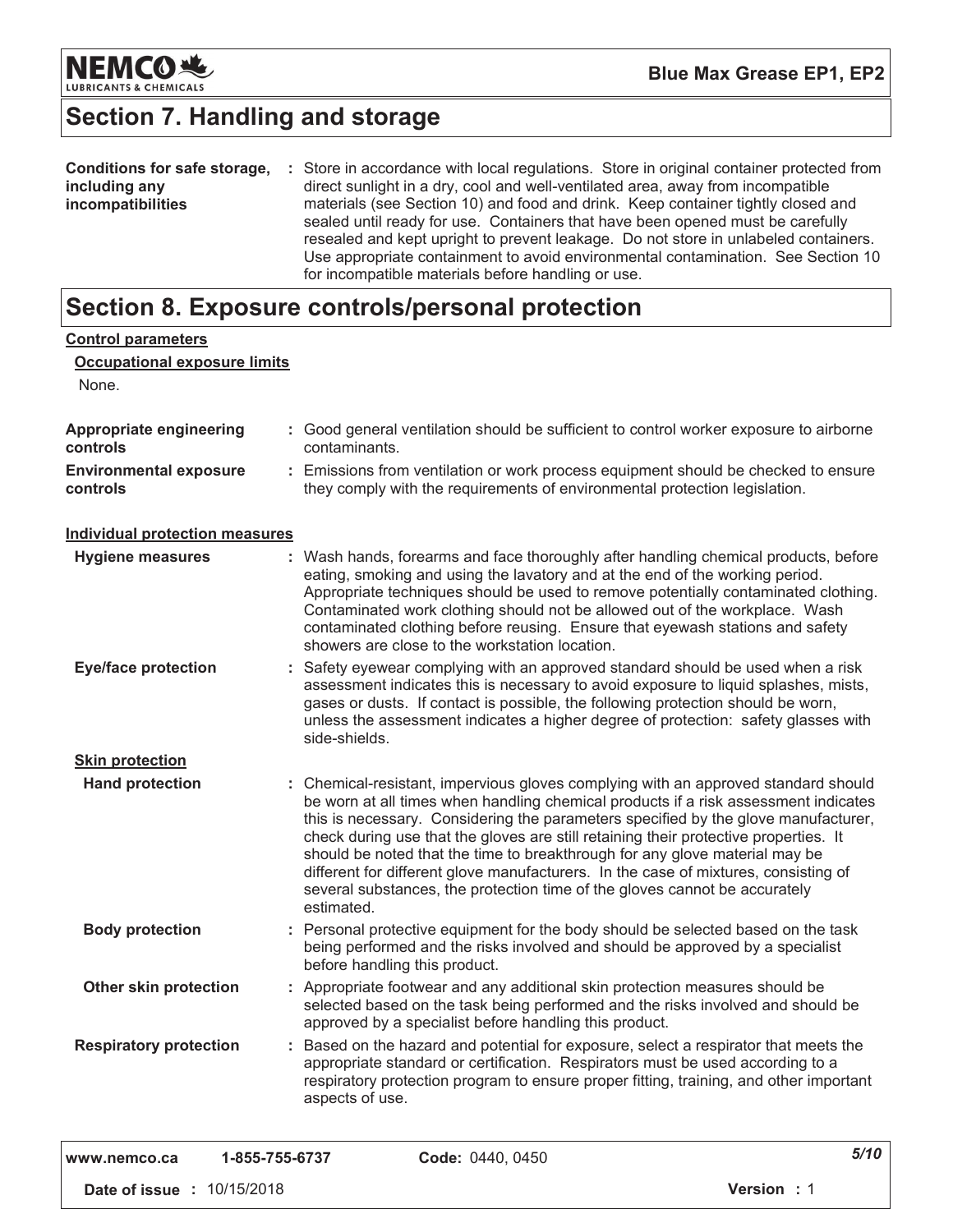# Section 7. Handling and storage

**Conditions for safe storage, including any incompatibilities** : Store in accordance with local regulations. Store in original container protected from direct sunlight in a dry, cool and well-ventilated area, away from incompatible materials (see Section 10) and food and drink. Keep container tightly closed and sealed until ready for use. Containers that have been opened must be carefully resealed and kept upright to prevent leakage. Do not store in unlabeled containers. Use appropriate containment to avoid environmental contamination. See Section 10 for incompatible materials before handling or use.

# Section 8. Exposure controls/personal protection

**Control parameters**

**Occupational exposure limits**

None.

**Appropriate engineering controls** : Good general ventilation should be sufficient to control worker exposure to airborne contaminants.

**Environmental exposure controls** : Emissions from ventilation or work process equipment should be checked to ensure they comply with the requirements of environmental protection legislation.

**Individual protection measures**

**Hygiene measures** : Wash hands, forearms and face thoroughly after handling chemical products, before eating, smoking and using the lavatory and at the end of the working period. Appropriate techniques should be used to remove potentially contaminated clothing. Contaminated work clothing should not be allowed out of the workplace. Wash contaminated clothing before reusing. Ensure that eyewash stations and safety showers are close to the workstation location.

**Eye/face protection** : Safety eyewear complying with an approved standard should be used when a risk assessment indicates this is necessary to avoid exposure to liquid splashes, mists, gases or dusts. If contact is possible, the following protection should be worn, unless the assessment indicates a higher degree of protection: safety glasses with side-shields.

**Skin protection**

**Hand protection** : Chemical-resistant, impervious gloves complying with an approved standard should be worn at all times when handling chemical products if a risk assessment indicates this is necessary. Considering the parameters specified by the glove manufacturer, check during use that the gloves are still retaining their protective properties. It should be noted that the time to breakthrough for any glove material may be different for different glove manufacturers. In the case of mixtures, consisting of several substances, the protection time of the gloves cannot be accurately estimated.

**Body protection** : Personal protective equipment for the body should be selected based on the task being performed and the risks involved and should be approved by a specialist before handling this product.

**Other skin protection** : Appropriate footwear and any additional skin protection measures should be selected based on the task being performed and the risks involved and should be approved by a specialist before handling this product.

**Respiratory protection** : Based on the hazard and potential for exposure, select a respirator that meets the appropriate standard or certification. Respirators must be used according to a respiratory protection program to ensure proper fitting, training, and other important aspects of use.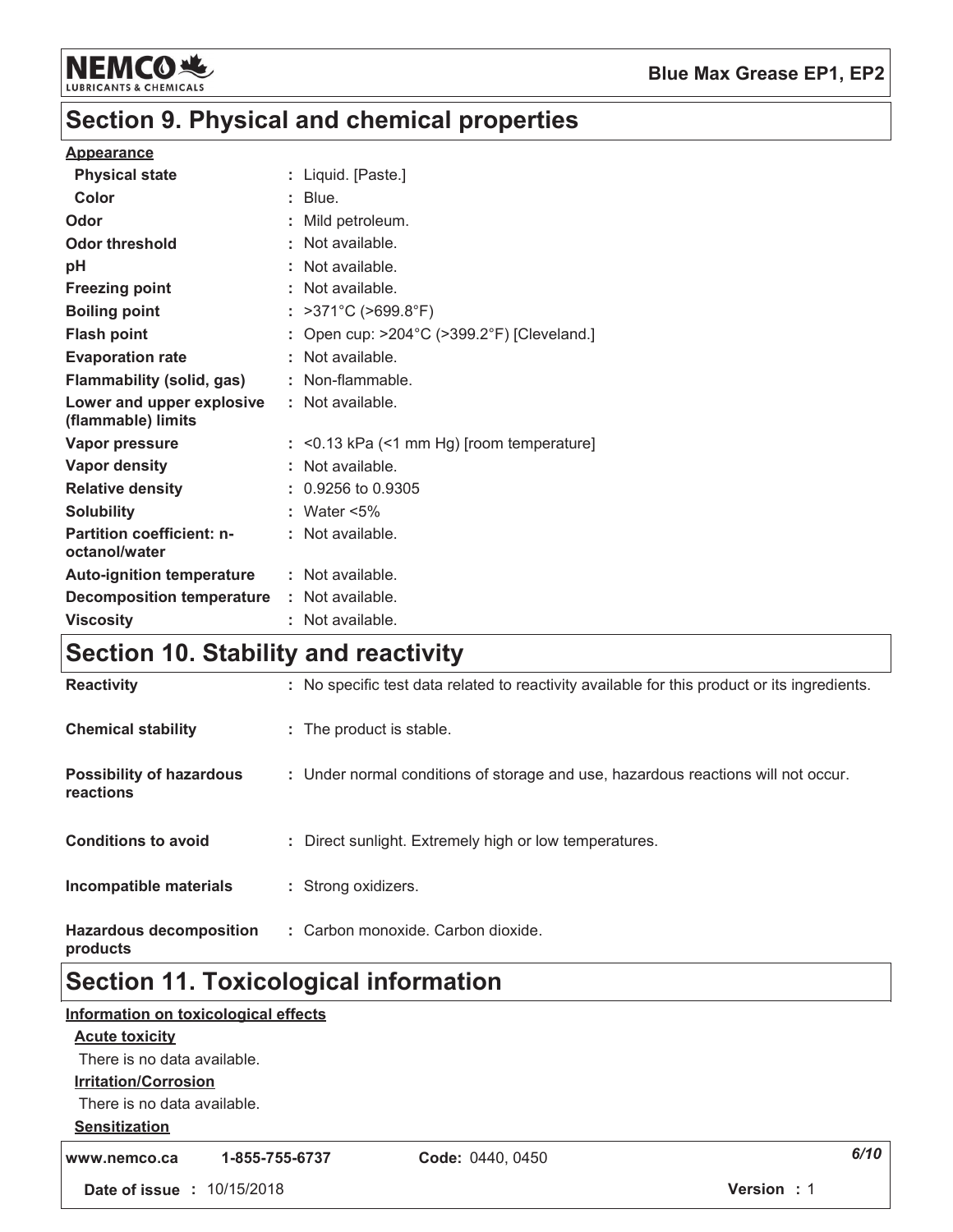# Section 9. Physical and chemical properties

**Appearance**

| | |
|---|---|
| **Physical state** | : Liquid. [Paste.] |
| **Color** | : Blue. |
| **Odor** | : Mild petroleum. |
| **Odor threshold** | : Not available. |
| **pH** | : Not available. |
| **Freezing point** | : Not available. |
| **Boiling point** | : >371°C (>699.8°F) |
| **Flash point** | : Open cup: >204°C (>399.2°F) [Cleveland.] |
| **Evaporation rate** | : Not available. |
| **Flammability (solid, gas)** | : Non-flammable. |
| **Lower and upper explosive (flammable) limits** | : Not available. |
| **Vapor pressure** | : <0.13 kPa (<1 mm Hg) [room temperature] |
| **Vapor density** | : Not available. |
| **Relative density** | : 0.9256 to 0.9305 |
| **Solubility** | : Water <5% |
| **Partition coefficient: n-octanol/water** | : Not available. |
| **Auto-ignition temperature** | : Not available. |
| **Decomposition temperature** | : Not available. |
| **Viscosity** | : Not available. |

# Section 10. Stability and reactivity

| | |
|---|---|
| **Reactivity** | : No specific test data related to reactivity available for this product or its ingredients. |
| **Chemical stability** | : The product is stable. |
| **Possibility of hazardous reactions** | : Under normal conditions of storage and use, hazardous reactions will not occur. |
| **Conditions to avoid** | : Direct sunlight. Extremely high or low temperatures. |
| **Incompatible materials** | : Strong oxidizers. |
| **Hazardous decomposition products** | : Carbon monoxide. Carbon dioxide. |

# Section 11. Toxicological information

**Information on toxicological effects**

**Acute toxicity**

There is no data available.

**Irritation/Corrosion**

There is no data available.

**Sensitization**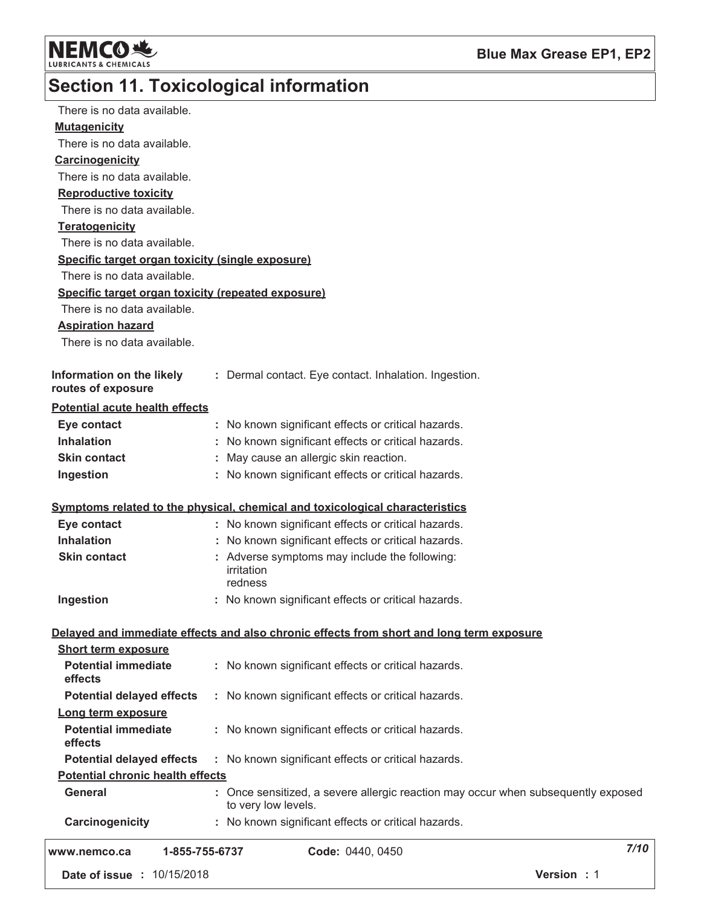## Section 11. Toxicological information

There is no data available.

**Mutagenicity**

There is no data available.

**Carcinogenicity**

There is no data available.

**Reproductive toxicity**

There is no data available.

**Teratogenicity**

There is no data available.

**Specific target organ toxicity (single exposure)**

There is no data available.

**Specific target organ toxicity (repeated exposure)**

There is no data available.

**Aspiration hazard**

There is no data available.

**Information on the likely routes of exposure** : Dermal contact. Eye contact. Inhalation. Ingestion.

**Potential acute health effects**

| | |
|---|---|
| **Eye contact** | : No known significant effects or critical hazards. |
| **Inhalation** | : No known significant effects or critical hazards. |
| **Skin contact** | : May cause an allergic skin reaction. |
| **Ingestion** | : No known significant effects or critical hazards. |

**Symptoms related to the physical, chemical and toxicological characteristics**

| | |
|---|---|
| **Eye contact** | : No known significant effects or critical hazards. |
| **Inhalation** | : No known significant effects or critical hazards. |
| **Skin contact** | : Adverse symptoms may include the following: irritation redness |
| **Ingestion** | : No known significant effects or critical hazards. |

**Delayed and immediate effects and also chronic effects from short and long term exposure**

**Short term exposure**

| | |
|---|---|
| **Potential immediate effects** | : No known significant effects or critical hazards. |
| **Potential delayed effects** | : No known significant effects or critical hazards. |

**Long term exposure**

| | |
|---|---|
| **Potential immediate effects** | : No known significant effects or critical hazards. |
| **Potential delayed effects** | : No known significant effects or critical hazards. |

**Potential chronic health effects**

| | |
|---|---|
| **General** | : Once sensitized, a severe allergic reaction may occur when subsequently exposed to very low levels. |
| **Carcinogenicity** | : No known significant effects or critical hazards. |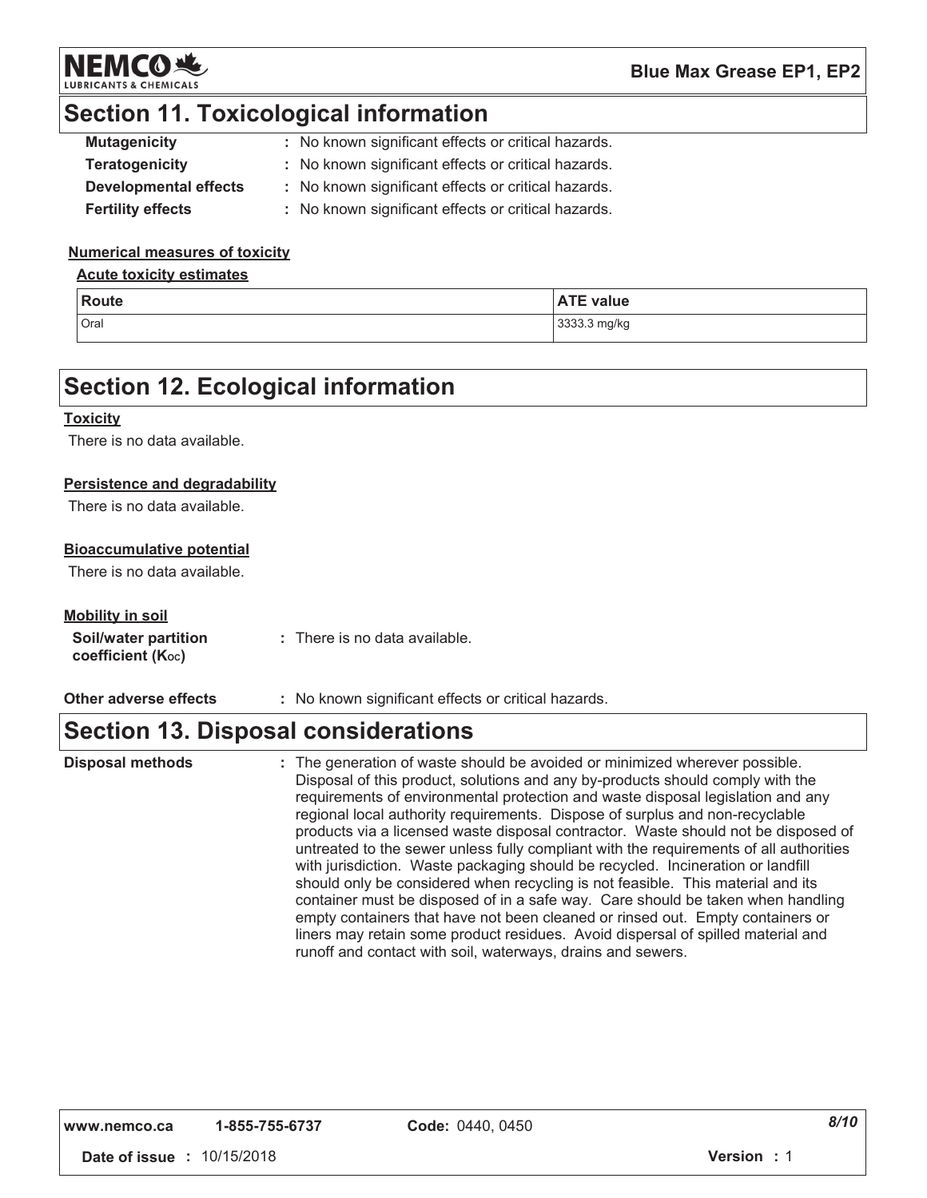## Section 11. Toxicological information

**Mutagenicity** : No known significant effects or critical hazards.

**Teratogenicity** : No known significant effects or critical hazards.

**Developmental effects** : No known significant effects or critical hazards.

**Fertility effects** : No known significant effects or critical hazards.

**Numerical measures of toxicity**

**Acute toxicity estimates**

| Route | ATE value |
|---|---|
| Oral | 3333.3 mg/kg |

## Section 12. Ecological information

**Toxicity**

There is no data available.

**Persistence and degradability**

There is no data available.

**Bioaccumulative potential**

There is no data available.

**Mobility in soil**

**Soil/water partition coefficient ($K_{OC}$)** : There is no data available.

**Other adverse effects** : No known significant effects or critical hazards.

## Section 13. Disposal considerations

**Disposal methods** : The generation of waste should be avoided or minimized wherever possible. Disposal of this product, solutions and any by-products should comply with the requirements of environmental protection and waste disposal legislation and any regional local authority requirements. Dispose of surplus and non-recyclable products via a licensed waste disposal contractor. Waste should not be disposed of untreated to the sewer unless fully compliant with the requirements of all authorities with jurisdiction. Waste packaging should be recycled. Incineration or landfill should only be considered when recycling is not feasible. This material and its container must be disposed of in a safe way. Care should be taken when handling empty containers that have not been cleaned or rinsed out. Empty containers or liners may retain some product residues. Avoid dispersal of spilled material and runoff and contact with soil, waterways, drains and sewers.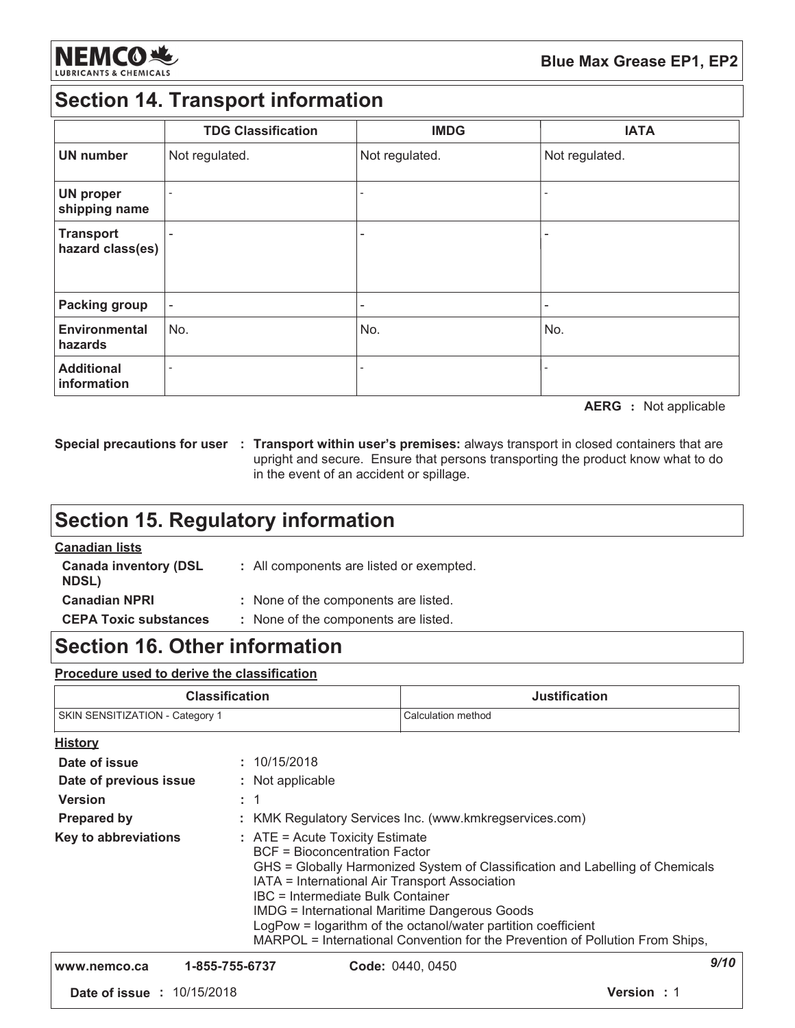## Section 14. Transport information

| | TDG Classification | IMDG | IATA |
|---|---|---|---|
| **UN number** | Not regulated. | Not regulated. | Not regulated. |
| **UN proper shipping name** | - | - | - |
| **Transport hazard class(es)** | - | - | - |
| **Packing group** | - | - | - |
| **Environmental hazards** | No. | No. | No. |
| **Additional information** | - | - | - |

**AERG :** Not applicable

**Special precautions for user :** **Transport within user's premises:** always transport in closed containers that are upright and secure. Ensure that persons transporting the product know what to do in the event of an accident or spillage.

## Section 15. Regulatory information

**Canadian lists**

**Canada inventory (DSL NDSL)** : All components are listed or exempted.

**Canadian NPRI** : None of the components are listed.

**CEPA Toxic substances** : None of the components are listed.

## Section 16. Other information

**Procedure used to derive the classification**

| Classification | Justification |
|---|---|
| SKIN SENSITIZATION - Category 1 | Calculation method |

**History**

**Date of issue** : 10/15/2018

**Date of previous issue** : Not applicable

**Version** : 1

**Prepared by** : KMK Regulatory Services Inc. (www.kmkregservices.com)

**Key to abbreviations** : ATE = Acute Toxicity Estimate
BCF = Bioconcentration Factor
GHS = Globally Harmonized System of Classification and Labelling of Chemicals
IATA = International Air Transport Association
IBC = Intermediate Bulk Container
IMDG = International Maritime Dangerous Goods
LogPow = logarithm of the octanol/water partition coefficient
MARPOL = International Convention for the Prevention of Pollution From Ships,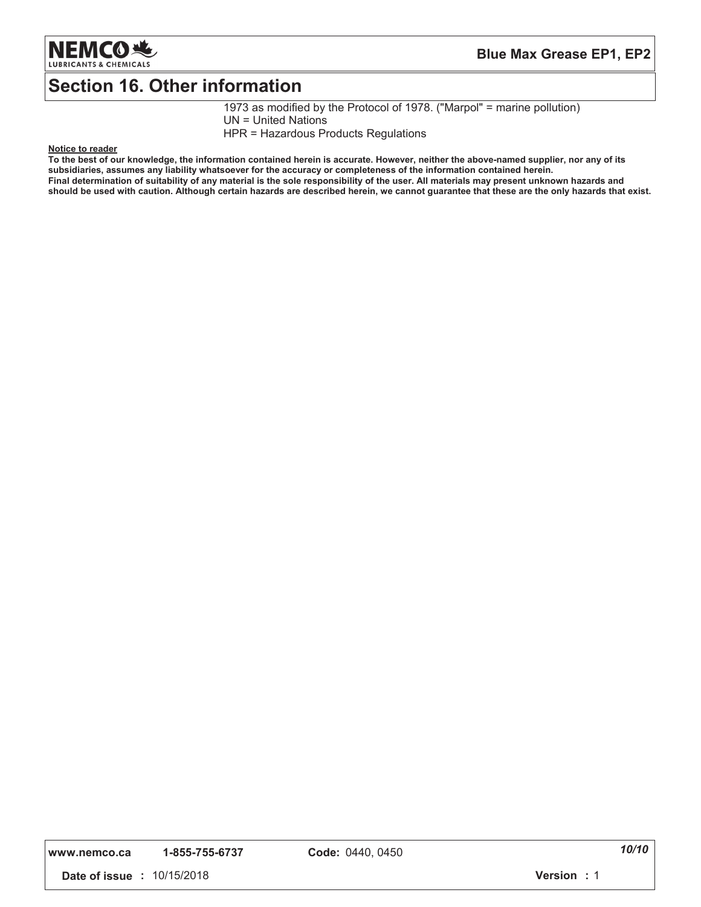## Section 16. Other information

1973 as modified by the Protocol of 1978. ("Marpol" = marine pollution)
UN = United Nations
HPR = Hazardous Products Regulations

**Notice to reader**

**To the best of our knowledge, the information contained herein is accurate. However, neither the above-named supplier, nor any of its subsidiaries, assumes any liability whatsoever for the accuracy or completeness of the information contained herein.**
**Final determination of suitability of any material is the sole responsibility of the user. All materials may present unknown hazards and should be used with caution. Although certain hazards are described herein, we cannot guarantee that these are the only hazards that exist.**